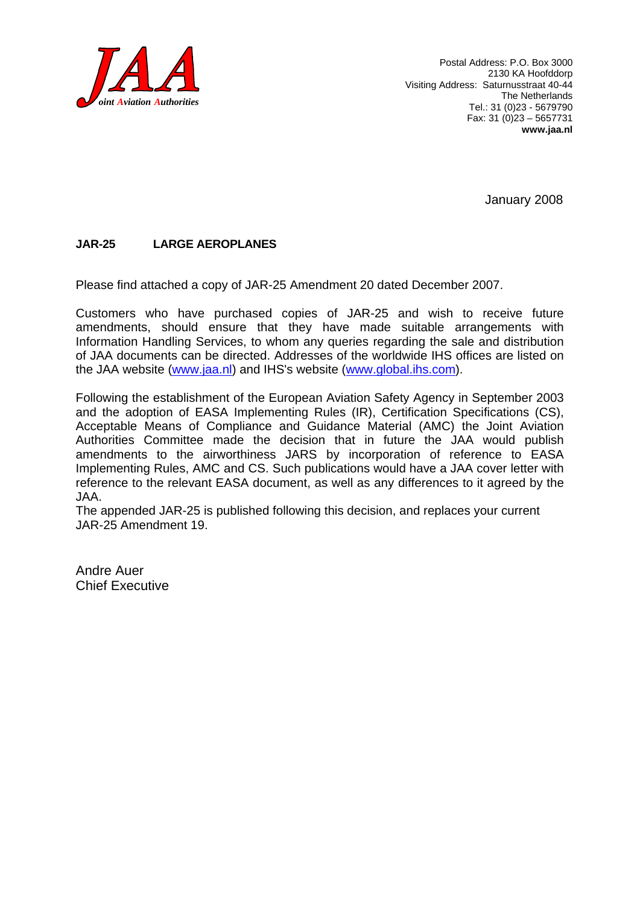**JAA**
*Joint Aviation Authorities*

Postal Address: P.O. Box 3000
2130 KA Hoofddorp
Visiting Address: Saturnusstraat 40-44
The Netherlands
Tel.: 31 (0)23 - 5679790
Fax: 31 (0)23 – 5657731
**www.jaa.nl**

January 2008

**JAR-25 LARGE AEROPLANES**

Please find attached a copy of JAR-25 Amendment 20 dated December 2007.

Customers who have purchased copies of JAR-25 and wish to receive future amendments, should ensure that they have made suitable arrangements with Information Handling Services, to whom any queries regarding the sale and distribution of JAA documents can be directed. Addresses of the worldwide IHS offices are listed on the JAA website (www.jaa.nl) and IHS's website (www.global.ihs.com).

Following the establishment of the European Aviation Safety Agency in September 2003 and the adoption of EASA Implementing Rules (IR), Certification Specifications (CS), Acceptable Means of Compliance and Guidance Material (AMC) the Joint Aviation Authorities Committee made the decision that in future the JAA would publish amendments to the airworthiness JARS by incorporation of reference to EASA Implementing Rules, AMC and CS. Such publications would have a JAA cover letter with reference to the relevant EASA document, as well as any differences to it agreed by the JAA.
The appended JAR-25 is published following this decision, and replaces your current JAR-25 Amendment 19.

Andre Auer
Chief Executive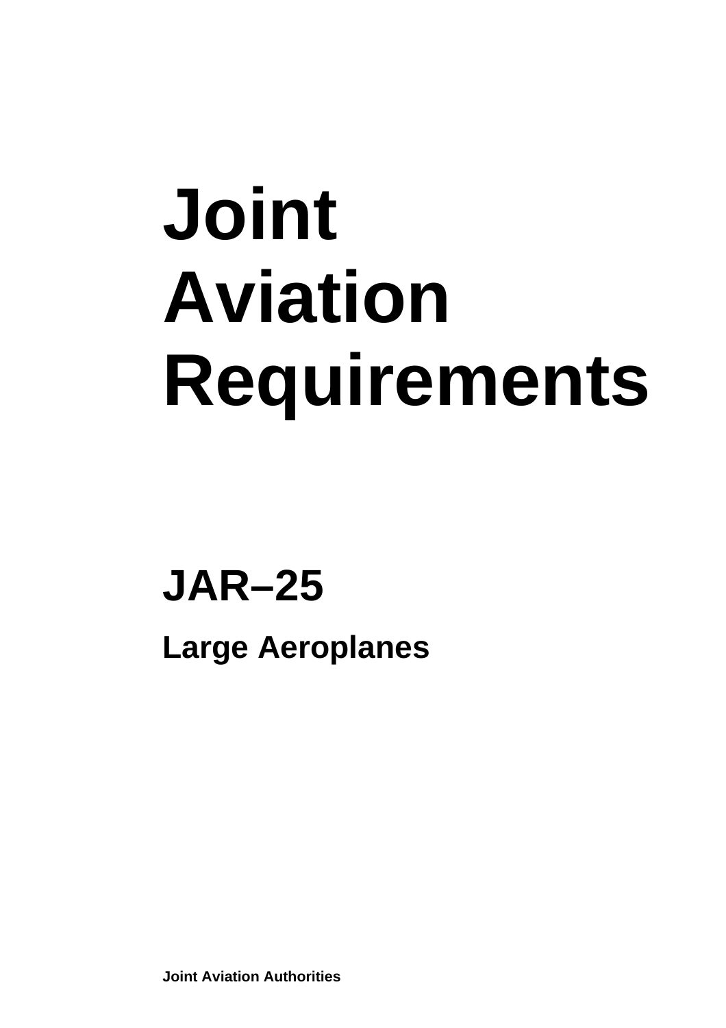# Joint Aviation Requirements

## JAR–25

### Large Aeroplanes

**Joint Aviation Authorities**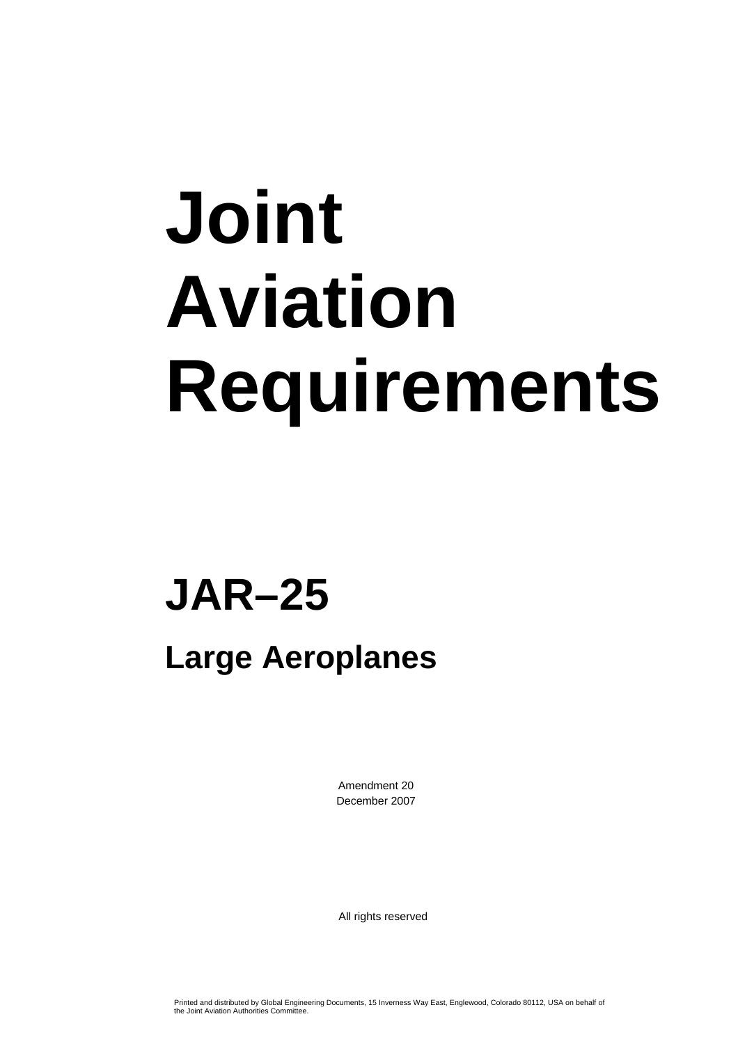# Joint Aviation Requirements

## JAR–25

### Large Aeroplanes

Amendment 20
December 2007

All rights reserved

Printed and distributed by Global Engineering Documents, 15 Inverness Way East, Englewood, Colorado 80112, USA on behalf of the Joint Aviation Authorities Committee.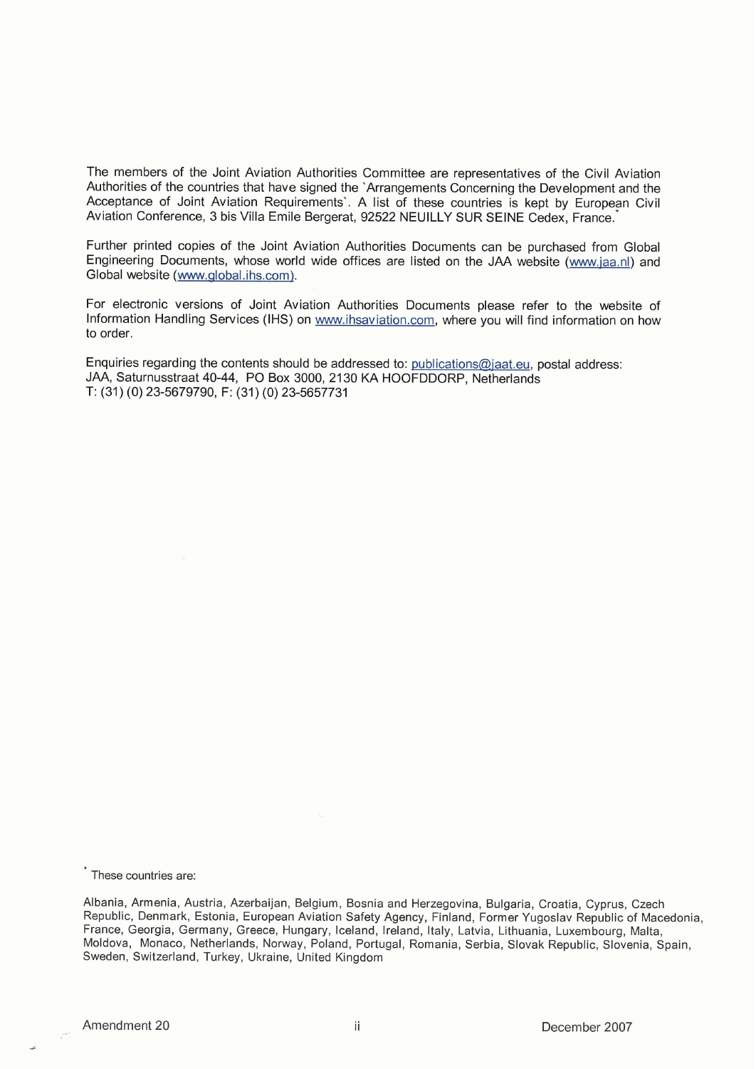The members of the Joint Aviation Authorities Committee are representatives of the Civil Aviation Authorities of the countries that have signed the `Arrangements Concerning the Development and the Acceptance of Joint Aviation Requirements`. A list of these countries is kept by European Civil Aviation Conference, 3 bis Villa Emile Bergerat, 92522 NEUILLY SUR SEINE Cedex, France.*

Further printed copies of the Joint Aviation Authorities Documents can be purchased from Global Engineering Documents, whose world wide offices are listed on the JAA website (www.jaa.nl) and Global website (www.global.ihs.com).

For electronic versions of Joint Aviation Authorities Documents please refer to the website of Information Handling Services (IHS) on www.ihsaviation.com, where you will find information on how to order.

Enquiries regarding the contents should be addressed to: publications@jaat.eu, postal address:
JAA, Saturnusstraat 40-44, PO Box 3000, 2130 KA HOOFDDORP, Netherlands
T: (31) (0) 23-5679790, F: (31) (0) 23-5657731

* These countries are:

Albania, Armenia, Austria, Azerbaijan, Belgium, Bosnia and Herzegovina, Bulgaria, Croatia, Cyprus, Czech Republic, Denmark, Estonia, European Aviation Safety Agency, Finland, Former Yugoslav Republic of Macedonia, France, Georgia, Germany, Greece, Hungary, Iceland, Ireland, Italy, Latvia, Lithuania, Luxembourg, Malta, Moldova, Monaco, Netherlands, Norway, Poland, Portugal, Romania, Serbia, Slovak Republic, Slovenia, Spain, Sweden, Switzerland, Turkey, Ukraine, United Kingdom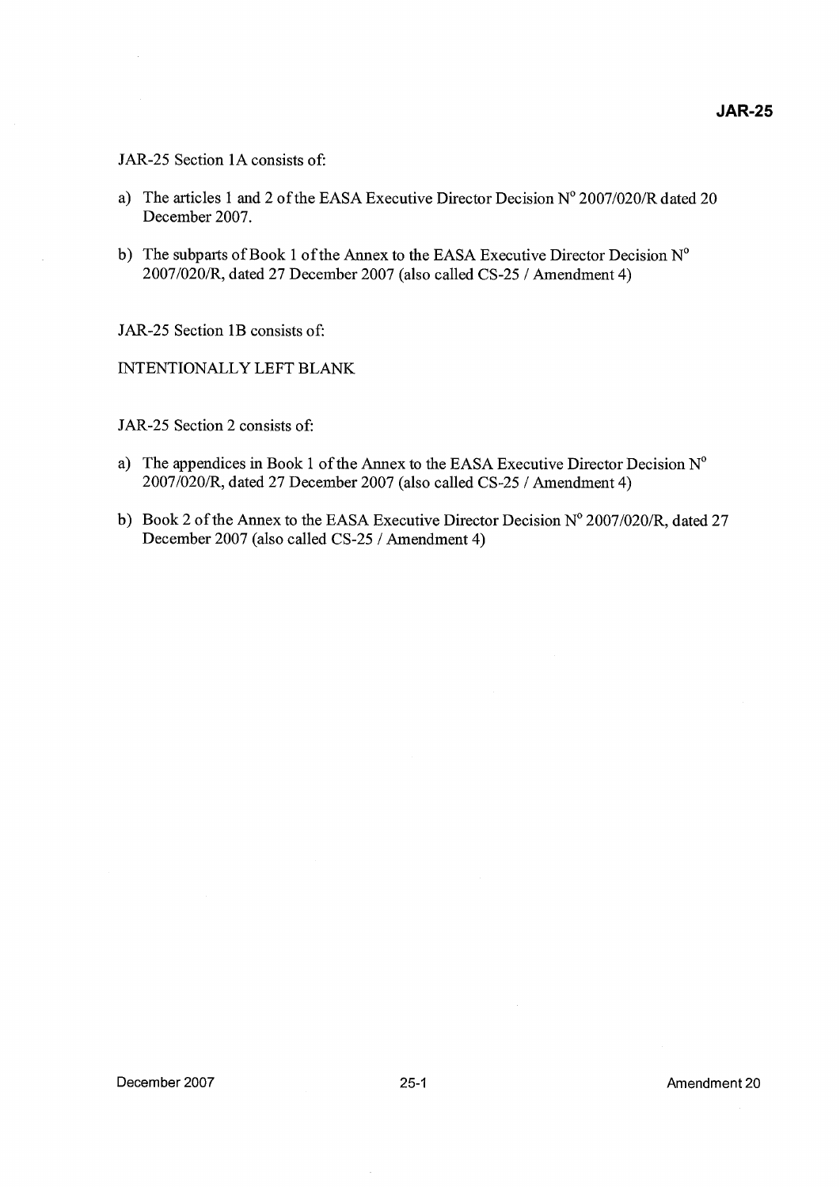JAR-25 Section 1A consists of:

a) The articles 1 and 2 of the EASA Executive Director Decision N° 2007/020/R dated 20 December 2007.

b) The subparts of Book 1 of the Annex to the EASA Executive Director Decision N° 2007/020/R, dated 27 December 2007 (also called CS-25 / Amendment 4)

JAR-25 Section 1B consists of:

INTENTIONALLY LEFT BLANK

JAR-25 Section 2 consists of:

a) The appendices in Book 1 of the Annex to the EASA Executive Director Decision N° 2007/020/R, dated 27 December 2007 (also called CS-25 / Amendment 4)

b) Book 2 of the Annex to the EASA Executive Director Decision N° 2007/020/R, dated 27 December 2007 (also called CS-25 / Amendment 4)